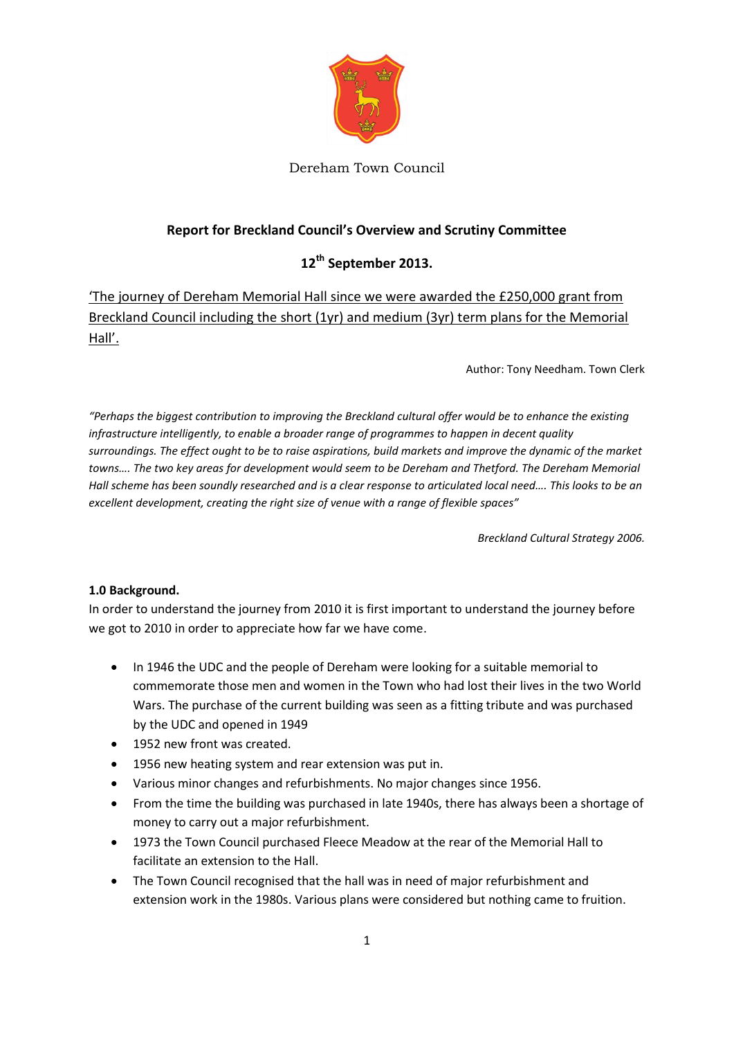Dereham Town Council

**Report for Breckland Council's Overview and Scrutiny Committee**

**12th September 2013.**

'The journey of Dereham Memorial Hall since we were awarded the £250,000 grant from Breckland Council including the short (1yr) and medium (3yr) term plans for the Memorial Hall'.

Author: Tony Needham. Town Clerk

*"Perhaps the biggest contribution to improving the Breckland cultural offer would be to enhance the existing infrastructure intelligently, to enable a broader range of programmes to happen in decent quality surroundings. The effect ought to be to raise aspirations, build markets and improve the dynamic of the market towns…. The two key areas for development would seem to be Dereham and Thetford. The Dereham Memorial Hall scheme has been soundly researched and is a clear response to articulated local need…. This looks to be an excellent development, creating the right size of venue with a range of flexible spaces"*

*Breckland Cultural Strategy 2006.*

**1.0 Background.**

In order to understand the journey from 2010 it is first important to understand the journey before we got to 2010 in order to appreciate how far we have come.

- In 1946 the UDC and the people of Dereham were looking for a suitable memorial to commemorate those men and women in the Town who had lost their lives in the two World Wars. The purchase of the current building was seen as a fitting tribute and was purchased by the UDC and opened in 1949
- 1952 new front was created.
- 1956 new heating system and rear extension was put in.
- Various minor changes and refurbishments. No major changes since 1956.
- From the time the building was purchased in late 1940s, there has always been a shortage of money to carry out a major refurbishment.
- 1973 the Town Council purchased Fleece Meadow at the rear of the Memorial Hall to facilitate an extension to the Hall.
- The Town Council recognised that the hall was in need of major refurbishment and extension work in the 1980s. Various plans were considered but nothing came to fruition.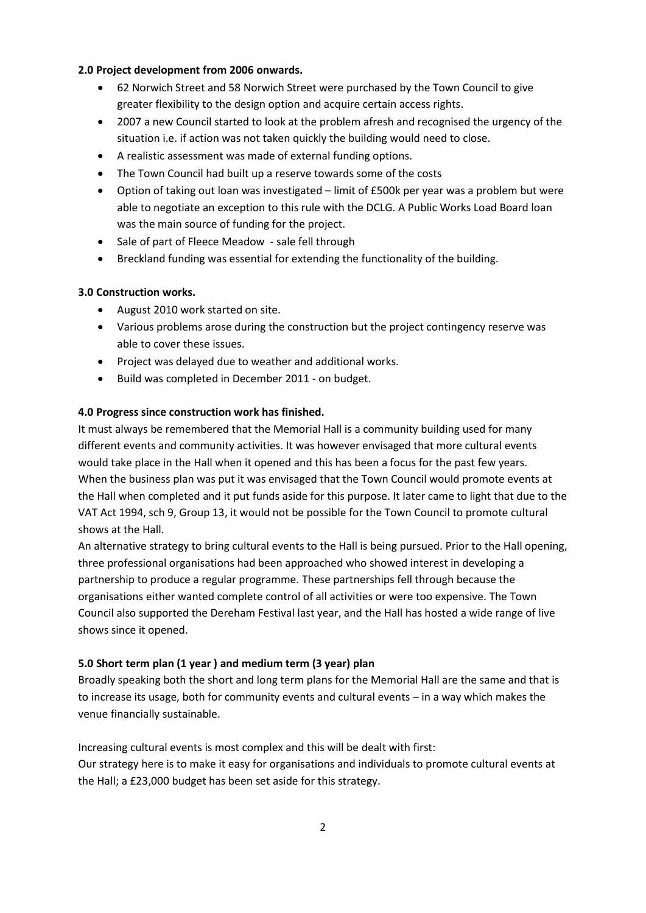**2.0 Project development from 2006 onwards.**

- 62 Norwich Street and 58 Norwich Street were purchased by the Town Council to give greater flexibility to the design option and acquire certain access rights.
- 2007 a new Council started to look at the problem afresh and recognised the urgency of the situation i.e. if action was not taken quickly the building would need to close.
- A realistic assessment was made of external funding options.
- The Town Council had built up a reserve towards some of the costs
- Option of taking out loan was investigated – limit of £500k per year was a problem but were able to negotiate an exception to this rule with the DCLG. A Public Works Load Board loan was the main source of funding for the project.
- Sale of part of Fleece Meadow - sale fell through
- Breckland funding was essential for extending the functionality of the building.

**3.0 Construction works.**

- August 2010 work started on site.
- Various problems arose during the construction but the project contingency reserve was able to cover these issues.
- Project was delayed due to weather and additional works.
- Build was completed in December 2011 - on budget.

**4.0 Progress since construction work has finished.**

It must always be remembered that the Memorial Hall is a community building used for many different events and community activities. It was however envisaged that more cultural events would take place in the Hall when it opened and this has been a focus for the past few years. When the business plan was put it was envisaged that the Town Council would promote events at the Hall when completed and it put funds aside for this purpose. It later came to light that due to the VAT Act 1994, sch 9, Group 13, it would not be possible for the Town Council to promote cultural shows at the Hall.

An alternative strategy to bring cultural events to the Hall is being pursued. Prior to the Hall opening, three professional organisations had been approached who showed interest in developing a partnership to produce a regular programme. These partnerships fell through because the organisations either wanted complete control of all activities or were too expensive. The Town Council also supported the Dereham Festival last year, and the Hall has hosted a wide range of live shows since it opened.

**5.0 Short term plan (1 year ) and medium term (3 year) plan**

Broadly speaking both the short and long term plans for the Memorial Hall are the same and that is to increase its usage, both for community events and cultural events – in a way which makes the venue financially sustainable.

Increasing cultural events is most complex and this will be dealt with first:
Our strategy here is to make it easy for organisations and individuals to promote cultural events at the Hall; a £23,000 budget has been set aside for this strategy.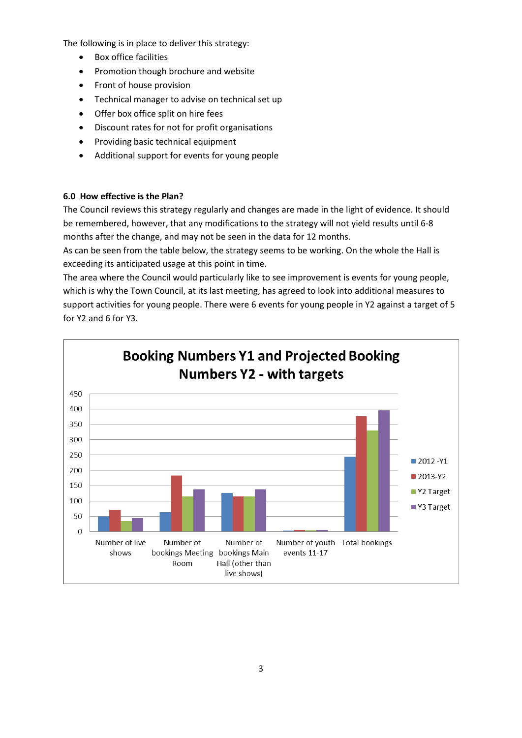The following is in place to deliver this strategy:

- Box office facilities
- Promotion though brochure and website
- Front of house provision
- Technical manager to advise on technical set up
- Offer box office split on hire fees
- Discount rates for not for profit organisations
- Providing basic technical equipment
- Additional support for events for young people

**6.0 How effective is the Plan?**

The Council reviews this strategy regularly and changes are made in the light of evidence. It should be remembered, however, that any modifications to the strategy will not yield results until 6-8 months after the change, and may not be seen in the data for 12 months.

As can be seen from the table below, the strategy seems to be working. On the whole the Hall is exceeding its anticipated usage at this point in time.

The area where the Council would particularly like to see improvement is events for young people, which is why the Town Council, at its last meeting, has agreed to look into additional measures to support activities for young people. There were 6 events for young people in Y2 against a target of 5 for Y2 and 6 for Y3.

**Booking Numbers Y1 and Projected Booking Numbers Y2 - with targets**

Legend: 2012 -Y1, 2013-Y2, Y2 Target, Y3 Target

Categories: Number of live shows; Number of bookings Meeting Room; Number of bookings Main Hall (other than live shows); Number of youth events 11-17; Total bookings

Y-axis: 0, 50, 100, 150, 200, 250, 300, 350, 400, 450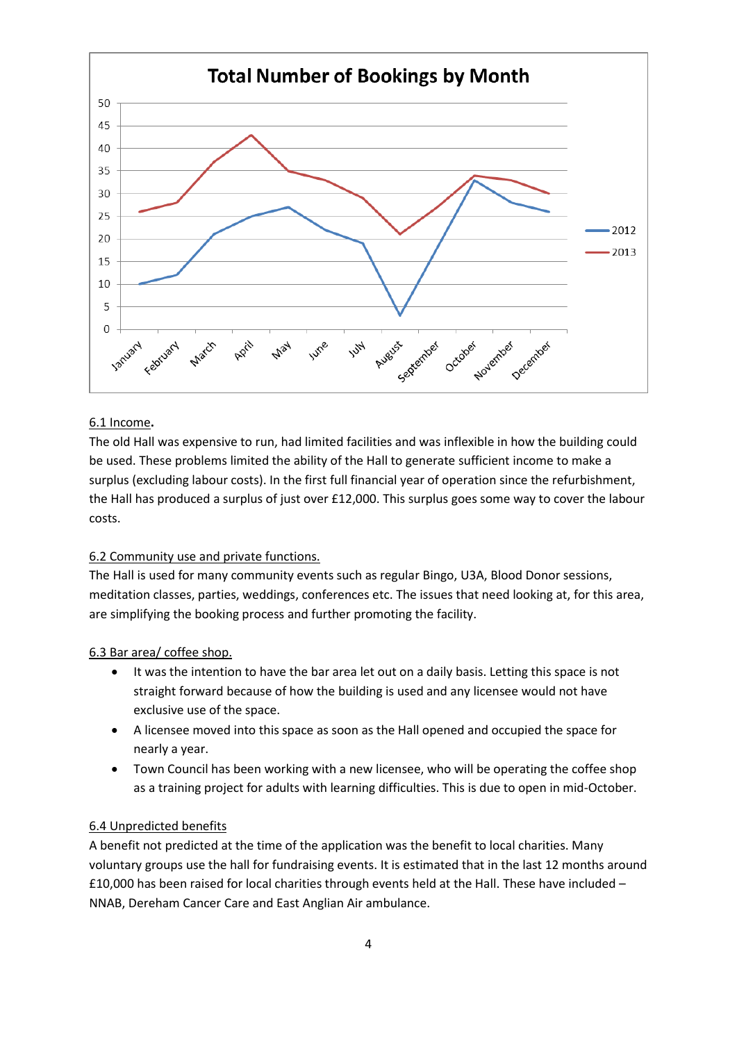**Total Number of Bookings by Month**

| Month | 2012 | 2013 |
|---|---|---|
| January | 10 | 26 |
| February | 12 | 28 |
| March | 21 | 37 |
| April | 25 | 43 |
| May | 27 | 35 |
| June | 22 | 33 |
| July | 19 | 29 |
| August | 3 | 21 |
| September | 18 | 27 |
| October | 33 | 34 |
| November | 28 | 33 |
| December | 26 | 30 |

6.1 Income**.**

The old Hall was expensive to run, had limited facilities and was inflexible in how the building could be used. These problems limited the ability of the Hall to generate sufficient income to make a surplus (excluding labour costs). In the first full financial year of operation since the refurbishment, the Hall has produced a surplus of just over £12,000. This surplus goes some way to cover the labour costs.

6.2 Community use and private functions.

The Hall is used for many community events such as regular Bingo, U3A, Blood Donor sessions, meditation classes, parties, weddings, conferences etc. The issues that need looking at, for this area, are simplifying the booking process and further promoting the facility.

6.3 Bar area/ coffee shop.

- It was the intention to have the bar area let out on a daily basis. Letting this space is not straight forward because of how the building is used and any licensee would not have exclusive use of the space.
- A licensee moved into this space as soon as the Hall opened and occupied the space for nearly a year.
- Town Council has been working with a new licensee, who will be operating the coffee shop as a training project for adults with learning difficulties. This is due to open in mid-October.

6.4 Unpredicted benefits

A benefit not predicted at the time of the application was the benefit to local charities. Many voluntary groups use the hall for fundraising events. It is estimated that in the last 12 months around £10,000 has been raised for local charities through events held at the Hall. These have included – NNAB, Dereham Cancer Care and East Anglian Air ambulance.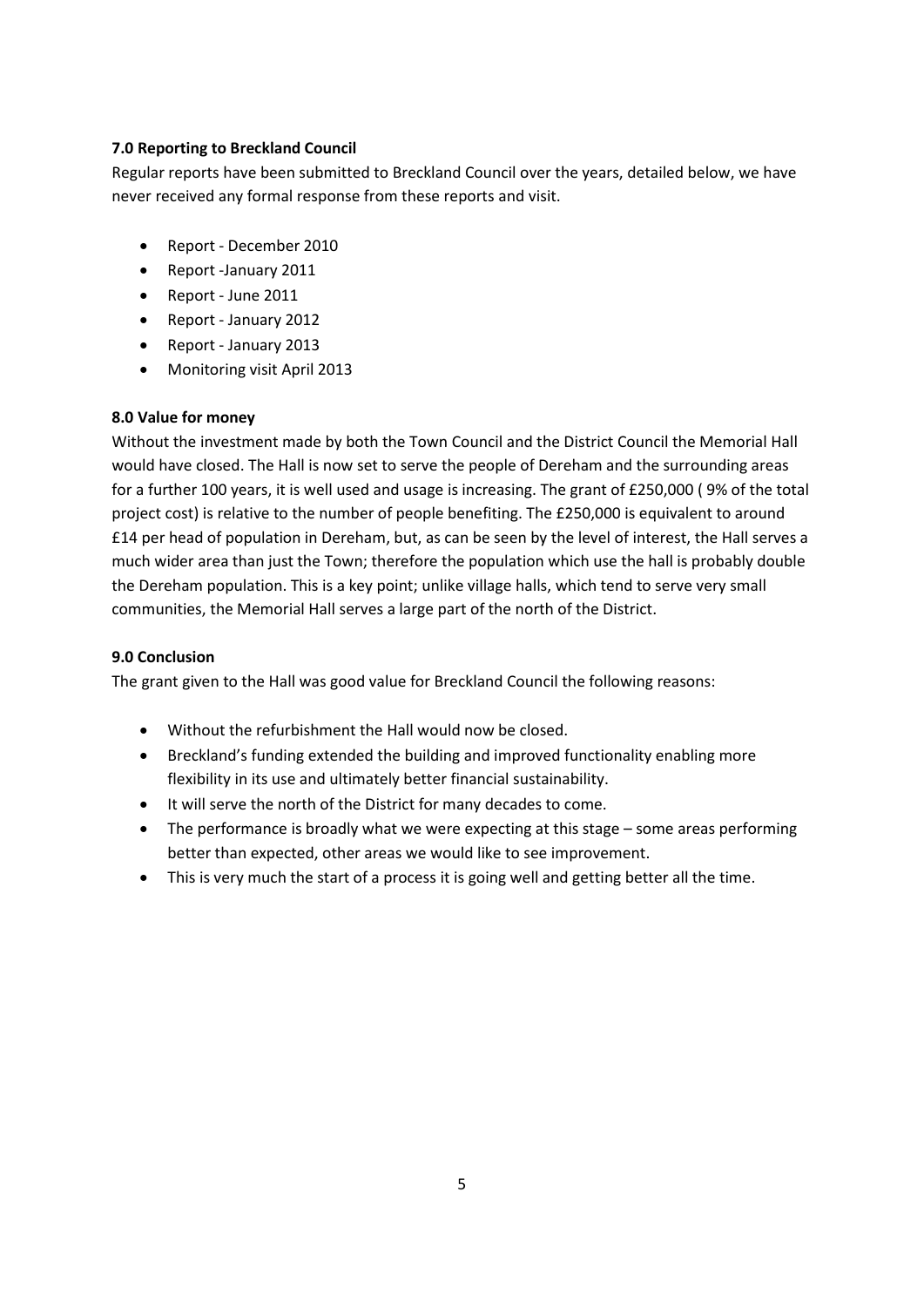### 7.0 Reporting to Breckland Council

Regular reports have been submitted to Breckland Council over the years, detailed below, we have never received any formal response from these reports and visit.

- Report - December 2010
- Report -January 2011
- Report - June 2011
- Report - January 2012
- Report - January 2013
- Monitoring visit April 2013

### 8.0 Value for money

Without the investment made by both the Town Council and the District Council the Memorial Hall would have closed. The Hall is now set to serve the people of Dereham and the surrounding areas for a further 100 years, it is well used and usage is increasing. The grant of £250,000 ( 9% of the total project cost) is relative to the number of people benefiting. The £250,000 is equivalent to around £14 per head of population in Dereham, but, as can be seen by the level of interest, the Hall serves a much wider area than just the Town; therefore the population which use the hall is probably double the Dereham population. This is a key point; unlike village halls, which tend to serve very small communities, the Memorial Hall serves a large part of the north of the District.

### 9.0 Conclusion

The grant given to the Hall was good value for Breckland Council the following reasons:

- Without the refurbishment the Hall would now be closed.
- Breckland's funding extended the building and improved functionality enabling more flexibility in its use and ultimately better financial sustainability.
- It will serve the north of the District for many decades to come.
- The performance is broadly what we were expecting at this stage – some areas performing better than expected, other areas we would like to see improvement.
- This is very much the start of a process it is going well and getting better all the time.